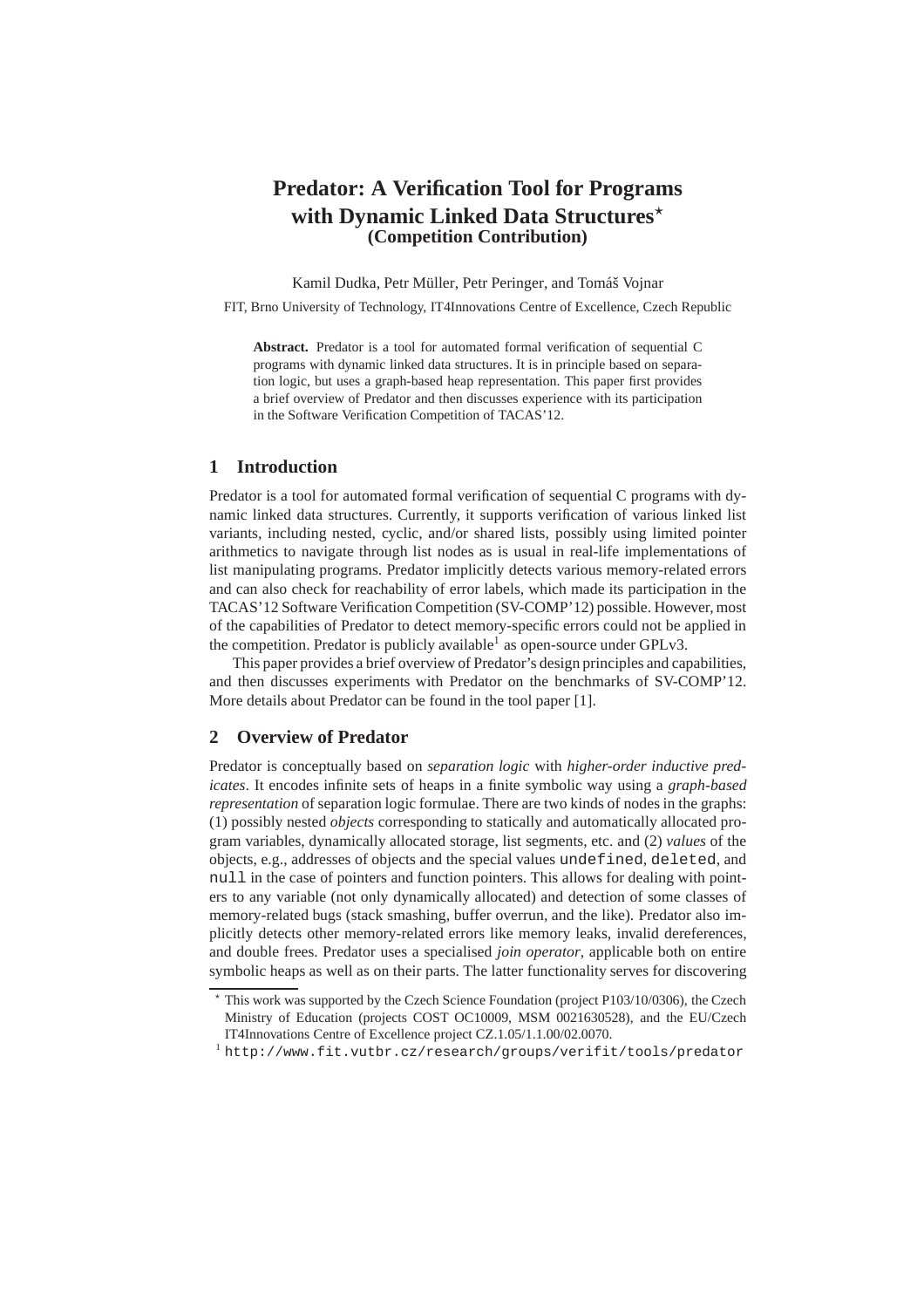# Predator: A Verification Tool for Programs with Dynamic Linked Data Structures* (Competition Contribution)

Kamil Dudka, Petr Müller, Petr Peringer, and Tomáš Vojnar

FIT, Brno University of Technology, IT4Innovations Centre of Excellence, Czech Republic

**Abstract.** Predator is a tool for automated formal verification of sequential C programs with dynamic linked data structures. It is in principle based on separation logic, but uses a graph-based heap representation. This paper first provides a brief overview of Predator and then discusses experience with its participation in the Software Verification Competition of TACAS'12.

## 1 Introduction

Predator is a tool for automated formal verification of sequential C programs with dynamic linked data structures. Currently, it supports verification of various linked list variants, including nested, cyclic, and/or shared lists, possibly using limited pointer arithmetics to navigate through list nodes as is usual in real-life implementations of list manipulating programs. Predator implicitly detects various memory-related errors and can also check for reachability of error labels, which made its participation in the TACAS'12 Software Verification Competition (SV-COMP'12) possible. However, most of the capabilities of Predator to detect memory-specific errors could not be applied in the competition. Predator is publicly available[1] as open-source under GPLv3.

This paper provides a brief overview of Predator's design principles and capabilities, and then discusses experiments with Predator on the benchmarks of SV-COMP'12. More details about Predator can be found in the tool paper [1].

## 2 Overview of Predator

Predator is conceptually based on *separation logic* with *higher-order inductive predicates*. It encodes infinite sets of heaps in a finite symbolic way using a *graph-based representation* of separation logic formulae. There are two kinds of nodes in the graphs: (1) possibly nested *objects* corresponding to statically and automatically allocated program variables, dynamically allocated storage, list segments, etc. and (2) *values* of the objects, e.g., addresses of objects and the special values `undefined`, `deleted`, and `null` in the case of pointers and function pointers. This allows for dealing with pointers to any variable (not only dynamically allocated) and detection of some classes of memory-related bugs (stack smashing, buffer overrun, and the like). Predator also implicitly detects other memory-related errors like memory leaks, invalid dereferences, and double frees. Predator uses a specialised *join operator*, applicable both on entire symbolic heaps as well as on their parts. The latter functionality serves for discovering

* This work was supported by the Czech Science Foundation (project P103/10/0306), the Czech Ministry of Education (projects COST OC10009, MSM 0021630528), and the EU/Czech IT4Innovations Centre of Excellence project CZ.1.05/1.1.00/02.0070.

[1] `http://www.fit.vutbr.cz/research/groups/verifit/tools/predator`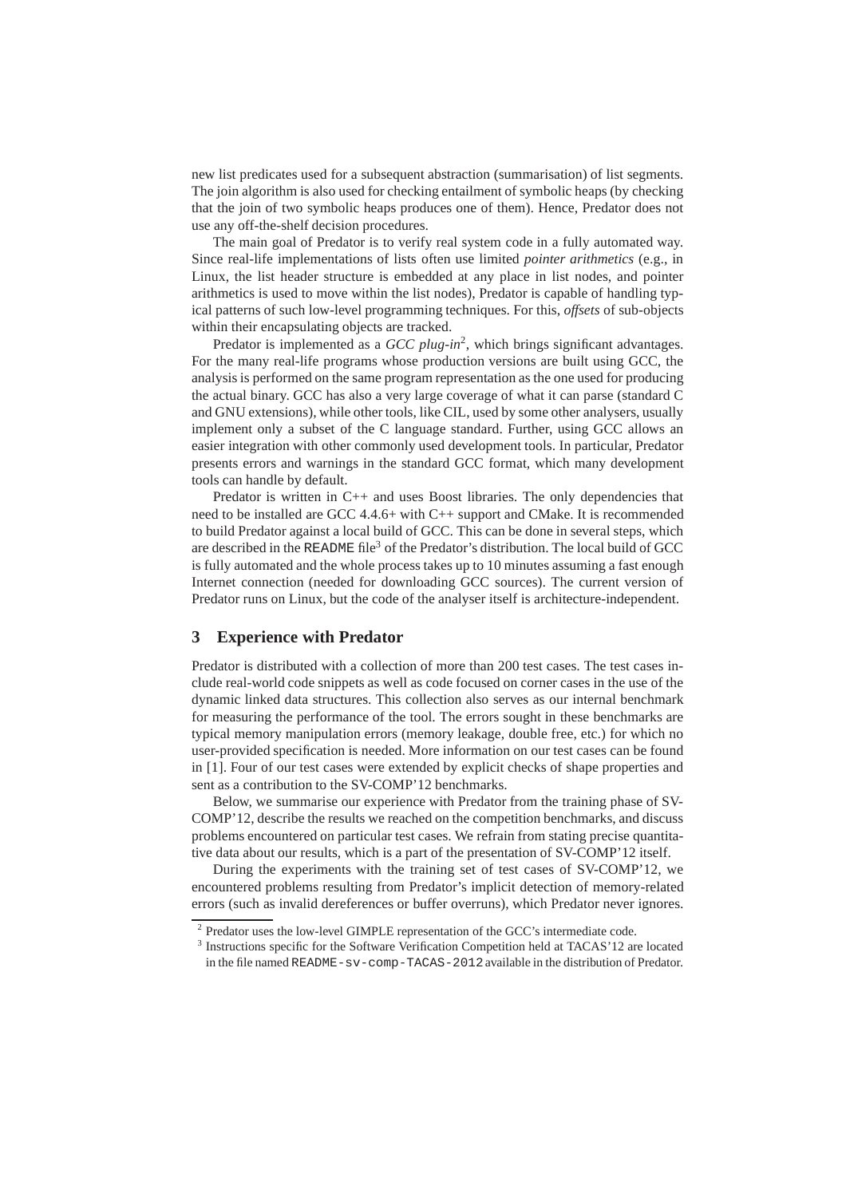new list predicates used for a subsequent abstraction (summarisation) of list segments. The join algorithm is also used for checking entailment of symbolic heaps (by checking that the join of two symbolic heaps produces one of them). Hence, Predator does not use any off-the-shelf decision procedures.

The main goal of Predator is to verify real system code in a fully automated way. Since real-life implementations of lists often use limited *pointer arithmetics* (e.g., in Linux, the list header structure is embedded at any place in list nodes, and pointer arithmetics is used to move within the list nodes), Predator is capable of handling typical patterns of such low-level programming techniques. For this, *offsets* of sub-objects within their encapsulating objects are tracked.

Predator is implemented as a *GCC plug-in*[2], which brings significant advantages. For the many real-life programs whose production versions are built using GCC, the analysis is performed on the same program representation as the one used for producing the actual binary. GCC has also a very large coverage of what it can parse (standard C and GNU extensions), while other tools, like CIL, used by some other analysers, usually implement only a subset of the C language standard. Further, using GCC allows an easier integration with other commonly used development tools. In particular, Predator presents errors and warnings in the standard GCC format, which many development tools can handle by default.

Predator is written in C++ and uses Boost libraries. The only dependencies that need to be installed are GCC 4.4.6+ with C++ support and CMake. It is recommended to build Predator against a local build of GCC. This can be done in several steps, which are described in the `README` file[3] of the Predator's distribution. The local build of GCC is fully automated and the whole process takes up to 10 minutes assuming a fast enough Internet connection (needed for downloading GCC sources). The current version of Predator runs on Linux, but the code of the analyser itself is architecture-independent.

## 3 Experience with Predator

Predator is distributed with a collection of more than 200 test cases. The test cases include real-world code snippets as well as code focused on corner cases in the use of the dynamic linked data structures. This collection also serves as our internal benchmark for measuring the performance of the tool. The errors sought in these benchmarks are typical memory manipulation errors (memory leakage, double free, etc.) for which no user-provided specification is needed. More information on our test cases can be found in [1]. Four of our test cases were extended by explicit checks of shape properties and sent as a contribution to the SV-COMP'12 benchmarks.

Below, we summarise our experience with Predator from the training phase of SV-COMP'12, describe the results we reached on the competition benchmarks, and discuss problems encountered on particular test cases. We refrain from stating precise quantitative data about our results, which is a part of the presentation of SV-COMP'12 itself.

During the experiments with the training set of test cases of SV-COMP'12, we encountered problems resulting from Predator's implicit detection of memory-related errors (such as invalid dereferences or buffer overruns), which Predator never ignores.

---

[2] Predator uses the low-level GIMPLE representation of the GCC's intermediate code.

[3] Instructions specific for the Software Verification Competition held at TACAS'12 are located in the file named `README-sv-comp-TACAS-2012` available in the distribution of Predator.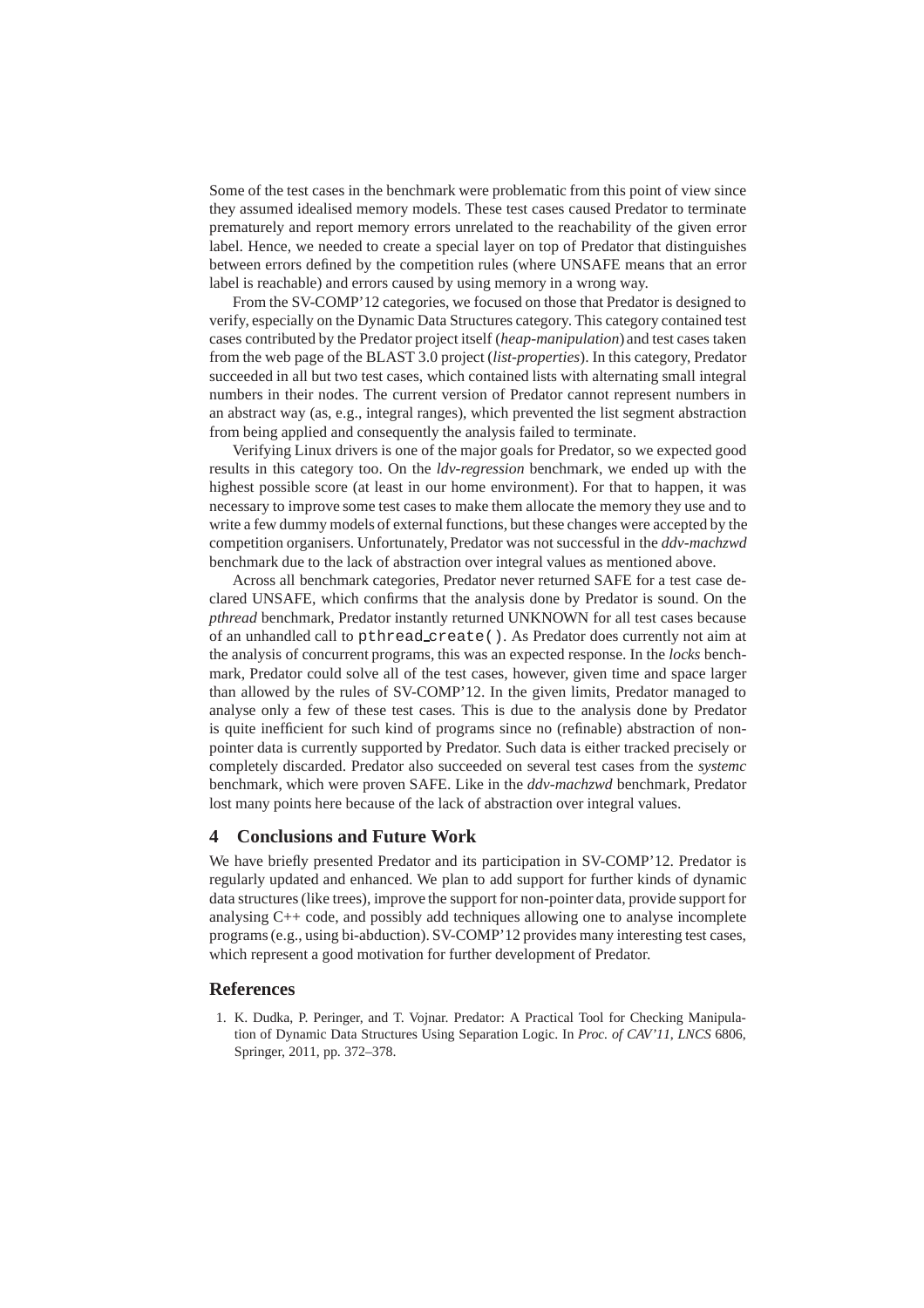Some of the test cases in the benchmark were problematic from this point of view since they assumed idealised memory models. These test cases caused Predator to terminate prematurely and report memory errors unrelated to the reachability of the given error label. Hence, we needed to create a special layer on top of Predator that distinguishes between errors defined by the competition rules (where UNSAFE means that an error label is reachable) and errors caused by using memory in a wrong way.

From the SV-COMP'12 categories, we focused on those that Predator is designed to verify, especially on the Dynamic Data Structures category. This category contained test cases contributed by the Predator project itself (*heap-manipulation*) and test cases taken from the web page of the BLAST 3.0 project (*list-properties*). In this category, Predator succeeded in all but two test cases, which contained lists with alternating small integral numbers in their nodes. The current version of Predator cannot represent numbers in an abstract way (as, e.g., integral ranges), which prevented the list segment abstraction from being applied and consequently the analysis failed to terminate.

Verifying Linux drivers is one of the major goals for Predator, so we expected good results in this category too. On the *ldv-regression* benchmark, we ended up with the highest possible score (at least in our home environment). For that to happen, it was necessary to improve some test cases to make them allocate the memory they use and to write a few dummy models of external functions, but these changes were accepted by the competition organisers. Unfortunately, Predator was not successful in the *ddv-machzwd* benchmark due to the lack of abstraction over integral values as mentioned above.

Across all benchmark categories, Predator never returned SAFE for a test case declared UNSAFE, which confirms that the analysis done by Predator is sound. On the *pthread* benchmark, Predator instantly returned UNKNOWN for all test cases because of an unhandled call to `pthread_create()`. As Predator does currently not aim at the analysis of concurrent programs, this was an expected response. In the *locks* benchmark, Predator could solve all of the test cases, however, given time and space larger than allowed by the rules of SV-COMP'12. In the given limits, Predator managed to analyse only a few of these test cases. This is due to the analysis done by Predator is quite inefficient for such kind of programs since no (refinable) abstraction of non-pointer data is currently supported by Predator. Such data is either tracked precisely or completely discarded. Predator also succeeded on several test cases from the *systemc* benchmark, which were proven SAFE. Like in the *ddv-machzwd* benchmark, Predator lost many points here because of the lack of abstraction over integral values.

## 4 Conclusions and Future Work

We have briefly presented Predator and its participation in SV-COMP'12. Predator is regularly updated and enhanced. We plan to add support for further kinds of dynamic data structures (like trees), improve the support for non-pointer data, provide support for analysing C++ code, and possibly add techniques allowing one to analyse incomplete programs (e.g., using bi-abduction). SV-COMP'12 provides many interesting test cases, which represent a good motivation for further development of Predator.

## References

1. K. Dudka, P. Peringer, and T. Vojnar. Predator: A Practical Tool for Checking Manipulation of Dynamic Data Structures Using Separation Logic. In *Proc. of CAV'11*, *LNCS* 6806, Springer, 2011, pp. 372–378.